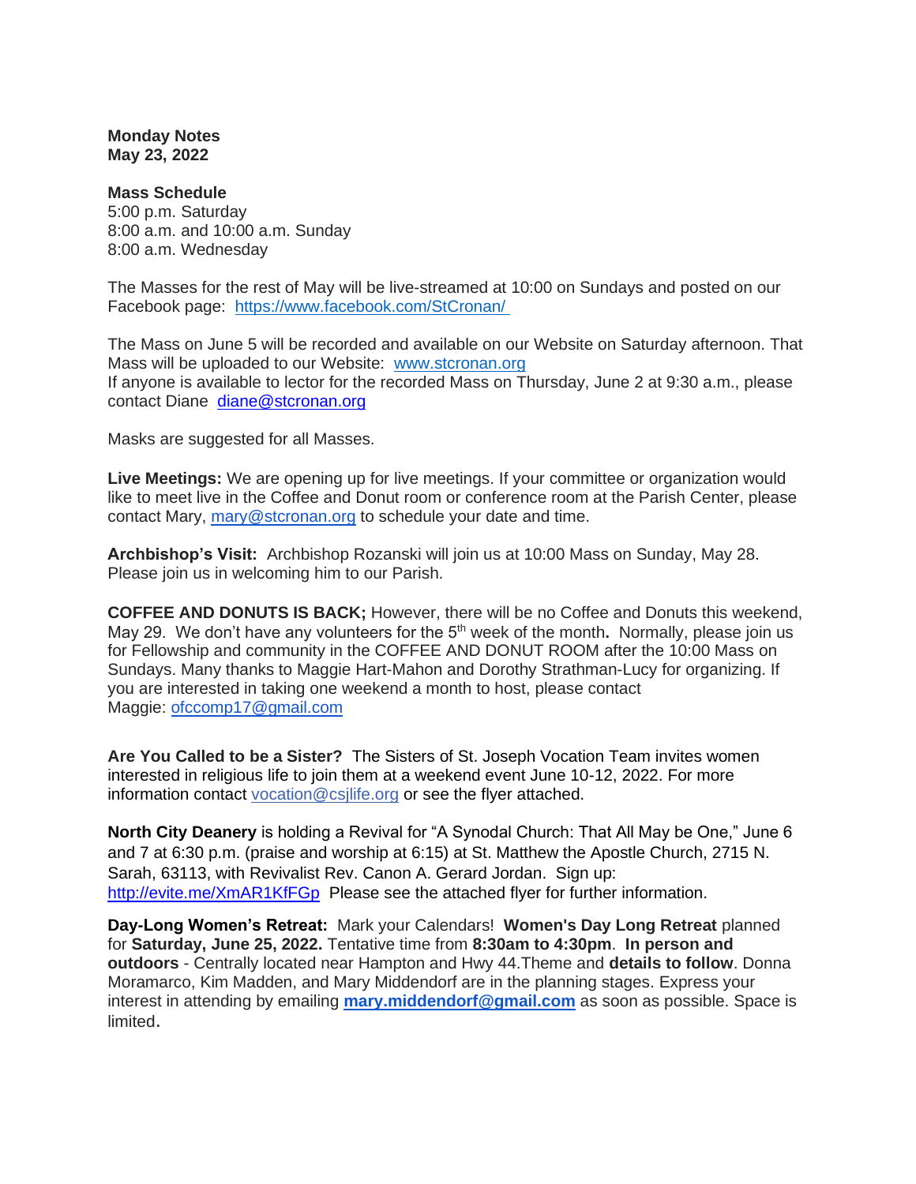**Monday Notes**
**May 23, 2022**

**Mass Schedule**
5:00 p.m. Saturday
8:00 a.m. and 10:00 a.m. Sunday
8:00 a.m. Wednesday

The Masses for the rest of May will be live-streamed at 10:00 on Sundays and posted on our Facebook page: https://www.facebook.com/StCronan/

The Mass on June 5 will be recorded and available on our Website on Saturday afternoon. That Mass will be uploaded to our Website: www.stcronan.org
If anyone is available to lector for the recorded Mass on Thursday, June 2 at 9:30 a.m., please contact Diane diane@stcronan.org

Masks are suggested for all Masses.

**Live Meetings:** We are opening up for live meetings. If your committee or organization would like to meet live in the Coffee and Donut room or conference room at the Parish Center, please contact Mary, mary@stcronan.org to schedule your date and time.

**Archbishop's Visit:** Archbishop Rozanski will join us at 10:00 Mass on Sunday, May 28. Please join us in welcoming him to our Parish.

**COFFEE AND DONUTS IS BACK;** However, there will be no Coffee and Donuts this weekend, May 29. We don't have any volunteers for the 5th week of the month**.** Normally, please join us for Fellowship and community in the COFFEE AND DONUT ROOM after the 10:00 Mass on Sundays. Many thanks to Maggie Hart-Mahon and Dorothy Strathman-Lucy for organizing. If you are interested in taking one weekend a month to host, please contact Maggie: ofccomp17@gmail.com

**Are You Called to be a Sister?** The Sisters of St. Joseph Vocation Team invites women interested in religious life to join them at a weekend event June 10-12, 2022. For more information contact vocation@csjlife.org or see the flyer attached.

**North City Deanery** is holding a Revival for "A Synodal Church: That All May be One," June 6 and 7 at 6:30 p.m. (praise and worship at 6:15) at St. Matthew the Apostle Church, 2715 N. Sarah, 63113, with Revivalist Rev. Canon A. Gerard Jordan. Sign up: http://evite.me/XmAR1KfFGp Please see the attached flyer for further information.

**Day-Long Women's Retreat:** Mark your Calendars! **Women's Day Long Retreat** planned for **Saturday, June 25, 2022.** Tentative time from **8:30am to 4:30pm**. **In person and outdoors** - Centrally located near Hampton and Hwy 44.Theme and **details to follow**. Donna Moramarco, Kim Madden, and Mary Middendorf are in the planning stages. Express your interest in attending by emailing **mary.middendorf@gmail.com** as soon as possible. Space is limited.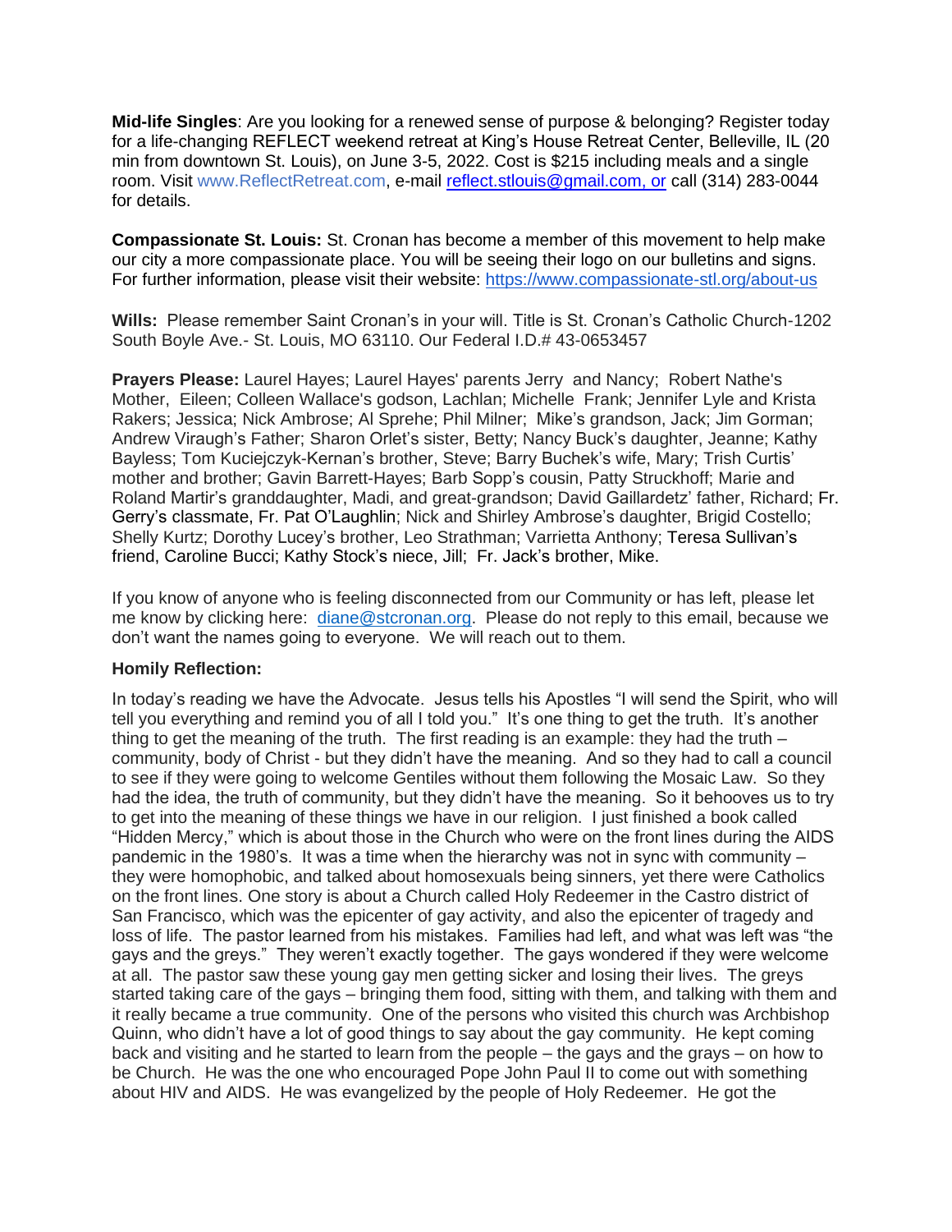**Mid-life Singles**: Are you looking for a renewed sense of purpose & belonging? Register today for a life-changing REFLECT weekend retreat at King's House Retreat Center, Belleville, IL (20 min from downtown St. Louis), on June 3-5, 2022. Cost is $215 including meals and a single room. Visit www.ReflectRetreat.com, e-mail reflect.stlouis@gmail.com, or call (314) 283-0044 for details.

**Compassionate St. Louis:** St. Cronan has become a member of this movement to help make our city a more compassionate place. You will be seeing their logo on our bulletins and signs. For further information, please visit their website: https://www.compassionate-stl.org/about-us

**Wills:** Please remember Saint Cronan's in your will. Title is St. Cronan's Catholic Church-1202 South Boyle Ave.- St. Louis, MO 63110. Our Federal I.D.# 43-0653457

**Prayers Please:** Laurel Hayes; Laurel Hayes' parents Jerry and Nancy; Robert Nathe's Mother, Eileen; Colleen Wallace's godson, Lachlan; Michelle Frank; Jennifer Lyle and Krista Rakers; Jessica; Nick Ambrose; Al Sprehe; Phil Milner; Mike's grandson, Jack; Jim Gorman; Andrew Viraugh's Father; Sharon Orlet's sister, Betty; Nancy Buck's daughter, Jeanne; Kathy Bayless; Tom Kuciejczyk-Kernan's brother, Steve; Barry Buchek's wife, Mary; Trish Curtis' mother and brother; Gavin Barrett-Hayes; Barb Sopp's cousin, Patty Struckhoff; Marie and Roland Martir's granddaughter, Madi, and great-grandson; David Gaillardetz' father, Richard; Fr. Gerry's classmate, Fr. Pat O'Laughlin; Nick and Shirley Ambrose's daughter, Brigid Costello; Shelly Kurtz; Dorothy Lucey's brother, Leo Strathman; Varrietta Anthony; Teresa Sullivan's friend, Caroline Bucci; Kathy Stock's niece, Jill; Fr. Jack's brother, Mike.

If you know of anyone who is feeling disconnected from our Community or has left, please let me know by clicking here: diane@stcronan.org. Please do not reply to this email, because we don't want the names going to everyone. We will reach out to them.

**Homily Reflection:**

In today's reading we have the Advocate. Jesus tells his Apostles "I will send the Spirit, who will tell you everything and remind you of all I told you." It's one thing to get the truth. It's another thing to get the meaning of the truth. The first reading is an example: they had the truth – community, body of Christ - but they didn't have the meaning. And so they had to call a council to see if they were going to welcome Gentiles without them following the Mosaic Law. So they had the idea, the truth of community, but they didn't have the meaning. So it behooves us to try to get into the meaning of these things we have in our religion. I just finished a book called "Hidden Mercy," which is about those in the Church who were on the front lines during the AIDS pandemic in the 1980's. It was a time when the hierarchy was not in sync with community – they were homophobic, and talked about homosexuals being sinners, yet there were Catholics on the front lines. One story is about a Church called Holy Redeemer in the Castro district of San Francisco, which was the epicenter of gay activity, and also the epicenter of tragedy and loss of life. The pastor learned from his mistakes. Families had left, and what was left was "the gays and the greys." They weren't exactly together. The gays wondered if they were welcome at all. The pastor saw these young gay men getting sicker and losing their lives. The greys started taking care of the gays – bringing them food, sitting with them, and talking with them and it really became a true community. One of the persons who visited this church was Archbishop Quinn, who didn't have a lot of good things to say about the gay community. He kept coming back and visiting and he started to learn from the people – the gays and the grays – on how to be Church. He was the one who encouraged Pope John Paul II to come out with something about HIV and AIDS. He was evangelized by the people of Holy Redeemer. He got the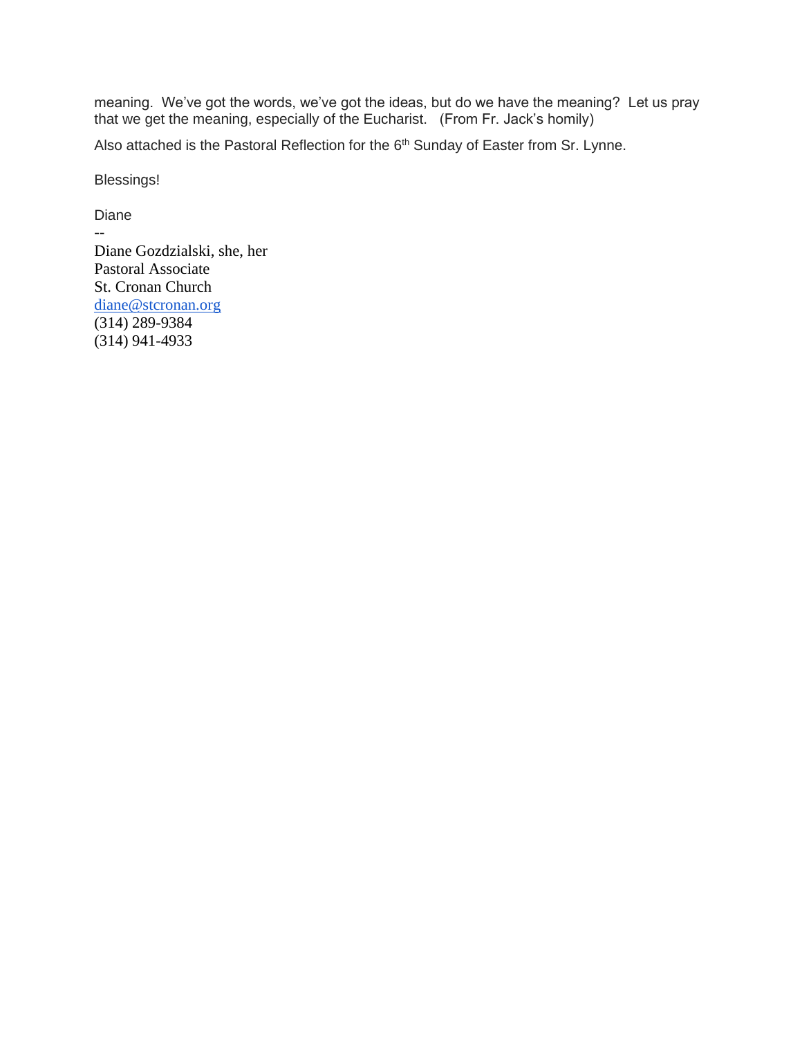meaning.  We've got the words, we've got the ideas, but do we have the meaning?  Let us pray that we get the meaning, especially of the Eucharist.   (From Fr. Jack's homily)

Also attached is the Pastoral Reflection for the 6th Sunday of Easter from Sr. Lynne.

Blessings!

Diane
--
Diane Gozdzialski, she, her
Pastoral Associate
St. Cronan Church
diane@stcronan.org
(314) 289-9384
(314) 941-4933